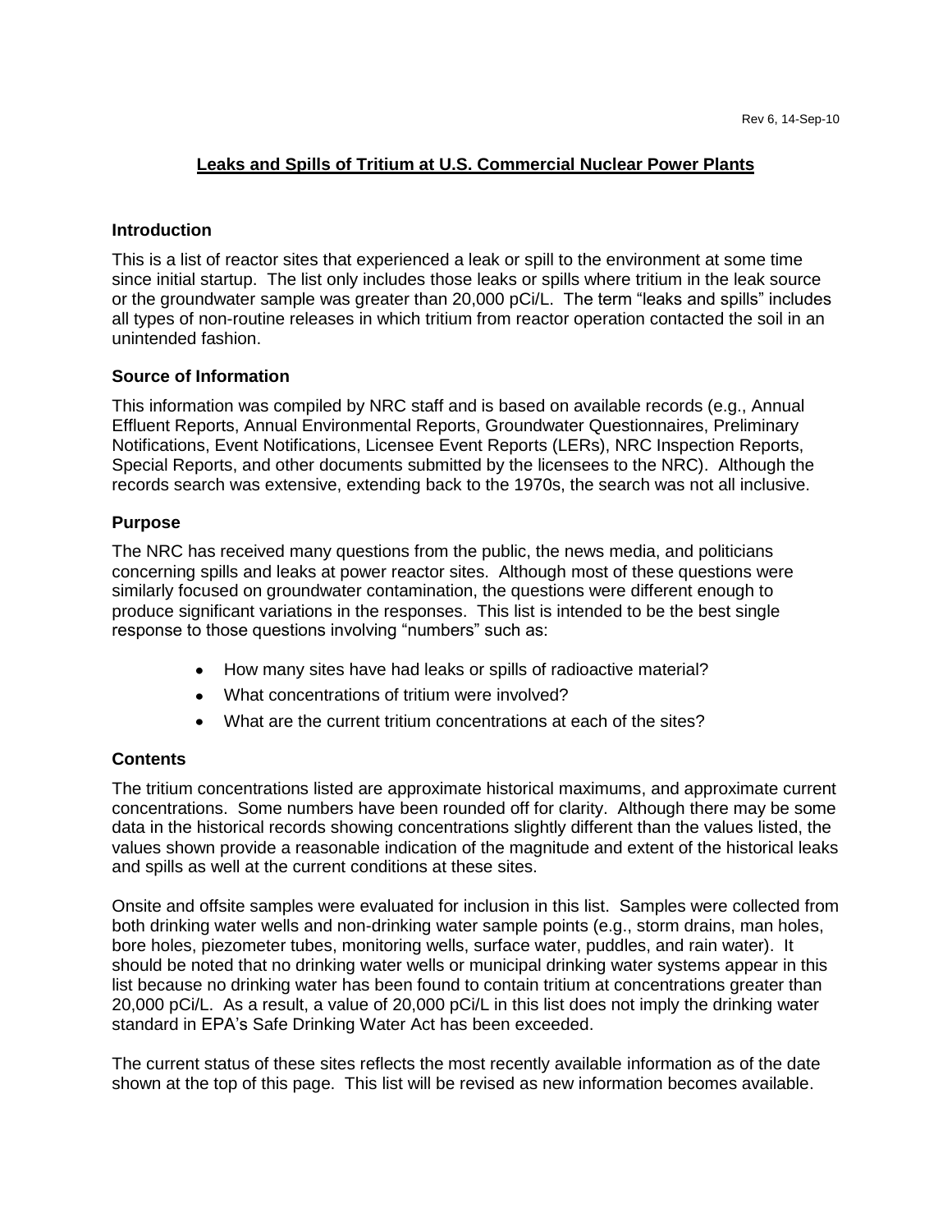Rev 6, 14-Sep-10

# Leaks and Spills of Tritium at U.S. Commercial Nuclear Power Plants

## Introduction

This is a list of reactor sites that experienced a leak or spill to the environment at some time since initial startup. The list only includes those leaks or spills where tritium in the leak source or the groundwater sample was greater than 20,000 pCi/L. The term "leaks and spills" includes all types of non-routine releases in which tritium from reactor operation contacted the soil in an unintended fashion.

## Source of Information

This information was compiled by NRC staff and is based on available records (e.g., Annual Effluent Reports, Annual Environmental Reports, Groundwater Questionnaires, Preliminary Notifications, Event Notifications, Licensee Event Reports (LERs), NRC Inspection Reports, Special Reports, and other documents submitted by the licensees to the NRC). Although the records search was extensive, extending back to the 1970s, the search was not all inclusive.

## Purpose

The NRC has received many questions from the public, the news media, and politicians concerning spills and leaks at power reactor sites. Although most of these questions were similarly focused on groundwater contamination, the questions were different enough to produce significant variations in the responses. This list is intended to be the best single response to those questions involving "numbers" such as:

- How many sites have had leaks or spills of radioactive material?
- What concentrations of tritium were involved?
- What are the current tritium concentrations at each of the sites?

## Contents

The tritium concentrations listed are approximate historical maximums, and approximate current concentrations. Some numbers have been rounded off for clarity. Although there may be some data in the historical records showing concentrations slightly different than the values listed, the values shown provide a reasonable indication of the magnitude and extent of the historical leaks and spills as well at the current conditions at these sites.

Onsite and offsite samples were evaluated for inclusion in this list. Samples were collected from both drinking water wells and non-drinking water sample points (e.g., storm drains, man holes, bore holes, piezometer tubes, monitoring wells, surface water, puddles, and rain water). It should be noted that no drinking water wells or municipal drinking water systems appear in this list because no drinking water has been found to contain tritium at concentrations greater than 20,000 pCi/L. As a result, a value of 20,000 pCi/L in this list does not imply the drinking water standard in EPA's Safe Drinking Water Act has been exceeded.

The current status of these sites reflects the most recently available information as of the date shown at the top of this page. This list will be revised as new information becomes available.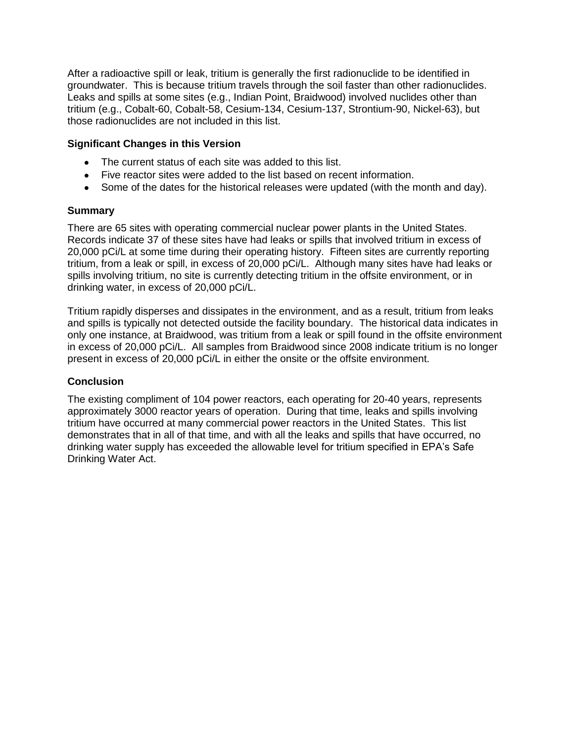After a radioactive spill or leak, tritium is generally the first radionuclide to be identified in groundwater. This is because tritium travels through the soil faster than other radionuclides. Leaks and spills at some sites (e.g., Indian Point, Braidwood) involved nuclides other than tritium (e.g., Cobalt-60, Cobalt-58, Cesium-134, Cesium-137, Strontium-90, Nickel-63), but those radionuclides are not included in this list.

### Significant Changes in this Version

- The current status of each site was added to this list.
- Five reactor sites were added to the list based on recent information.
- Some of the dates for the historical releases were updated (with the month and day).

### Summary

There are 65 sites with operating commercial nuclear power plants in the United States. Records indicate 37 of these sites have had leaks or spills that involved tritium in excess of 20,000 pCi/L at some time during their operating history. Fifteen sites are currently reporting tritium, from a leak or spill, in excess of 20,000 pCi/L. Although many sites have had leaks or spills involving tritium, no site is currently detecting tritium in the offsite environment, or in drinking water, in excess of 20,000 pCi/L.

Tritium rapidly disperses and dissipates in the environment, and as a result, tritium from leaks and spills is typically not detected outside the facility boundary. The historical data indicates in only one instance, at Braidwood, was tritium from a leak or spill found in the offsite environment in excess of 20,000 pCi/L. All samples from Braidwood since 2008 indicate tritium is no longer present in excess of 20,000 pCi/L in either the onsite or the offsite environment.

### Conclusion

The existing compliment of 104 power reactors, each operating for 20-40 years, represents approximately 3000 reactor years of operation. During that time, leaks and spills involving tritium have occurred at many commercial power reactors in the United States. This list demonstrates that in all of that time, and with all the leaks and spills that have occurred, no drinking water supply has exceeded the allowable level for tritium specified in EPA's Safe Drinking Water Act.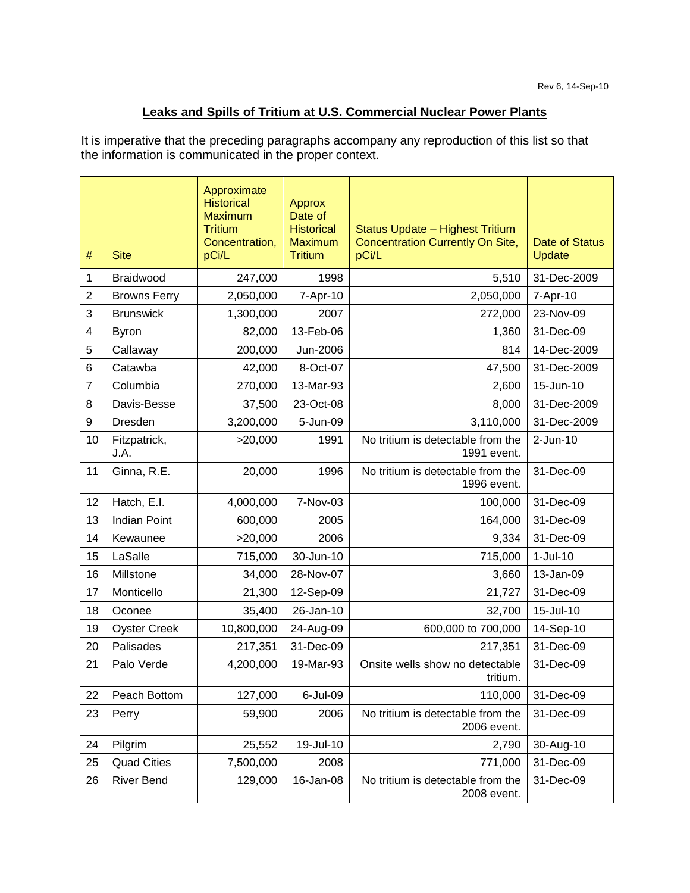Rev 6, 14-Sep-10

## Leaks and Spills of Tritium at U.S. Commercial Nuclear Power Plants

It is imperative that the preceding paragraphs accompany any reproduction of this list so that the information is communicated in the proper context.

| # | Site | Approximate Historical Maximum Tritium Concentration, pCi/L | Approx Date of Historical Maximum Tritium | Status Update – Highest Tritium Concentration Currently On Site, pCi/L | Date of Status Update |
|---|---|---|---|---|---|
| 1 | Braidwood | 247,000 | 1998 | 5,510 | 31-Dec-2009 |
| 2 | Browns Ferry | 2,050,000 | 7-Apr-10 | 2,050,000 | 7-Apr-10 |
| 3 | Brunswick | 1,300,000 | 2007 | 272,000 | 23-Nov-09 |
| 4 | Byron | 82,000 | 13-Feb-06 | 1,360 | 31-Dec-09 |
| 5 | Callaway | 200,000 | Jun-2006 | 814 | 14-Dec-2009 |
| 6 | Catawba | 42,000 | 8-Oct-07 | 47,500 | 31-Dec-2009 |
| 7 | Columbia | 270,000 | 13-Mar-93 | 2,600 | 15-Jun-10 |
| 8 | Davis-Besse | 37,500 | 23-Oct-08 | 8,000 | 31-Dec-2009 |
| 9 | Dresden | 3,200,000 | 5-Jun-09 | 3,110,000 | 31-Dec-2009 |
| 10 | Fitzpatrick, J.A. | >20,000 | 1991 | No tritium is detectable from the 1991 event. | 2-Jun-10 |
| 11 | Ginna, R.E. | 20,000 | 1996 | No tritium is detectable from the 1996 event. | 31-Dec-09 |
| 12 | Hatch, E.I. | 4,000,000 | 7-Nov-03 | 100,000 | 31-Dec-09 |
| 13 | Indian Point | 600,000 | 2005 | 164,000 | 31-Dec-09 |
| 14 | Kewaunee | >20,000 | 2006 | 9,334 | 31-Dec-09 |
| 15 | LaSalle | 715,000 | 30-Jun-10 | 715,000 | 1-Jul-10 |
| 16 | Millstone | 34,000 | 28-Nov-07 | 3,660 | 13-Jan-09 |
| 17 | Monticello | 21,300 | 12-Sep-09 | 21,727 | 31-Dec-09 |
| 18 | Oconee | 35,400 | 26-Jan-10 | 32,700 | 15-Jul-10 |
| 19 | Oyster Creek | 10,800,000 | 24-Aug-09 | 600,000 to 700,000 | 14-Sep-10 |
| 20 | Palisades | 217,351 | 31-Dec-09 | 217,351 | 31-Dec-09 |
| 21 | Palo Verde | 4,200,000 | 19-Mar-93 | Onsite wells show no detectable tritium. | 31-Dec-09 |
| 22 | Peach Bottom | 127,000 | 6-Jul-09 | 110,000 | 31-Dec-09 |
| 23 | Perry | 59,900 | 2006 | No tritium is detectable from the 2006 event. | 31-Dec-09 |
| 24 | Pilgrim | 25,552 | 19-Jul-10 | 2,790 | 30-Aug-10 |
| 25 | Quad Cities | 7,500,000 | 2008 | 771,000 | 31-Dec-09 |
| 26 | River Bend | 129,000 | 16-Jan-08 | No tritium is detectable from the 2008 event. | 31-Dec-09 |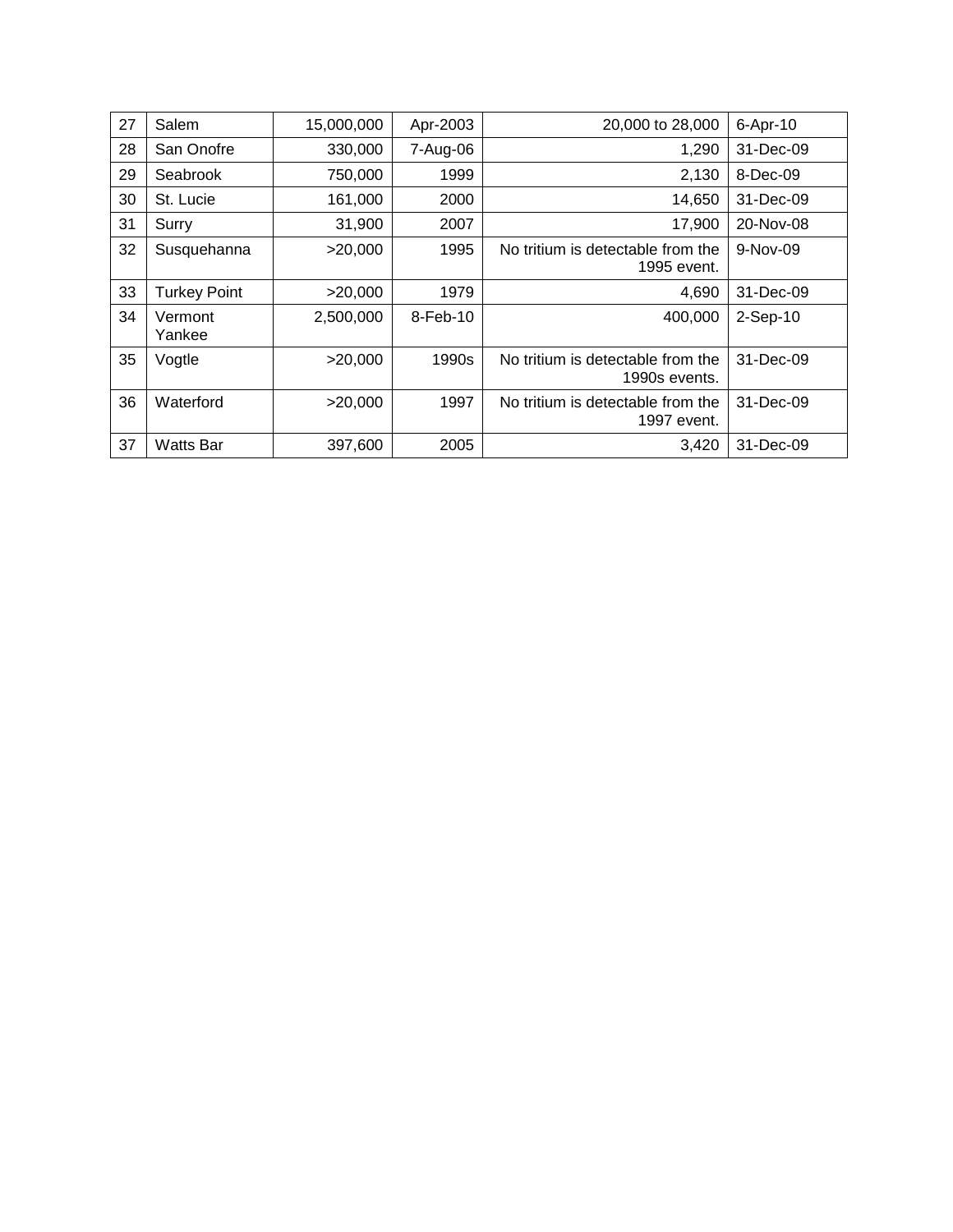| | | | | | |
|---|---|---|---|---|---|
| 27 | Salem | 15,000,000 | Apr-2003 | 20,000 to 28,000 | 6-Apr-10 |
| 28 | San Onofre | 330,000 | 7-Aug-06 | 1,290 | 31-Dec-09 |
| 29 | Seabrook | 750,000 | 1999 | 2,130 | 8-Dec-09 |
| 30 | St. Lucie | 161,000 | 2000 | 14,650 | 31-Dec-09 |
| 31 | Surry | 31,900 | 2007 | 17,900 | 20-Nov-08 |
| 32 | Susquehanna | >20,000 | 1995 | No tritium is detectable from the 1995 event. | 9-Nov-09 |
| 33 | Turkey Point | >20,000 | 1979 | 4,690 | 31-Dec-09 |
| 34 | Vermont Yankee | 2,500,000 | 8-Feb-10 | 400,000 | 2-Sep-10 |
| 35 | Vogtle | >20,000 | 1990s | No tritium is detectable from the 1990s events. | 31-Dec-09 |
| 36 | Waterford | >20,000 | 1997 | No tritium is detectable from the 1997 event. | 31-Dec-09 |
| 37 | Watts Bar | 397,600 | 2005 | 3,420 | 31-Dec-09 |